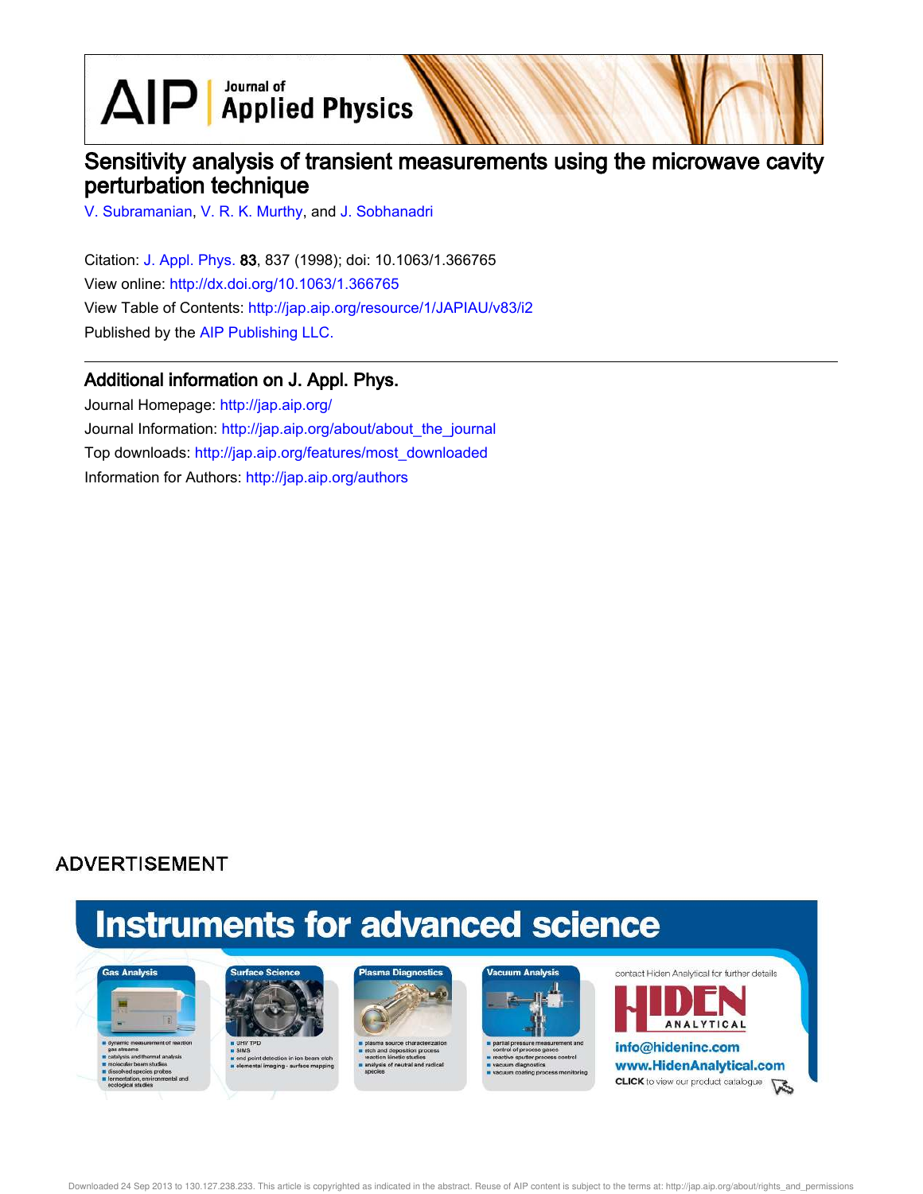# Sensitivity analysis of transient measurements using the microwave cavity perturbation technique

V. Subramanian, V. R. K. Murthy, and J. Sobhanadri

Citation: J. Appl. Phys. **83**, 837 (1998); doi: 10.1063/1.366765

View online: http://dx.doi.org/10.1063/1.366765

View Table of Contents: http://jap.aip.org/resource/1/JAPIAU/v83/i2

Published by the AIP Publishing LLC.

## Additional information on J. Appl. Phys.

Journal Homepage: http://jap.aip.org/

Journal Information: http://jap.aip.org/about/about_the_journal

Top downloads: http://jap.aip.org/features/most_downloaded

Information for Authors: http://jap.aip.org/authors

ADVERTISEMENT

Instruments for advanced science

Gas Analysis
- dynamic measurement of reaction gas streams
- catalysis and thermal analysis
- molecular beam studies
- dissolved species probes
- fermentation, environmental and ecological studies

Surface Science
- UHV TPD
- SIMS
- end point detection in ion beam etch
- elemental imaging - surface mapping

Plasma Diagnostics
- plasma source characterization
- etch and deposition process reaction kinetic studies
- analysis of neutral and radical species

Vacuum Analysis
- partial pressure measurement and control of process gases
- reactive sputter process control
- vacuum diagnostics
- vacuum coating process monitoring

contact Hiden Analytical for further details

HIDEN ANALYTICAL

info@hideninc.com

www.HidenAnalytical.com

CLICK to view our product catalogue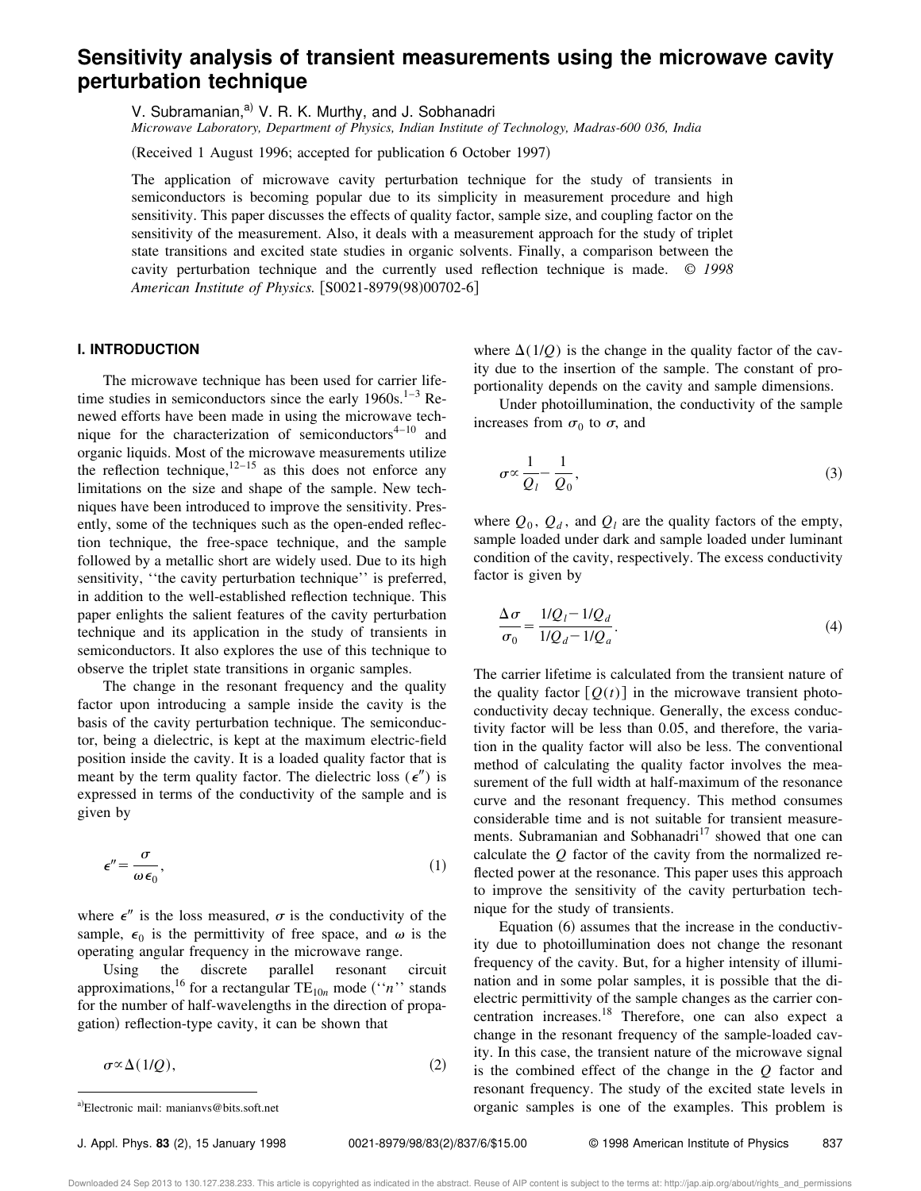# Sensitivity analysis of transient measurements using the microwave cavity perturbation technique

V. Subramanian,[a] V. R. K. Murthy, and J. Sobhanadri

*Microwave Laboratory, Department of Physics, Indian Institute of Technology, Madras-600 036, India*

(Received 1 August 1996; accepted for publication 6 October 1997)

The application of microwave cavity perturbation technique for the study of transients in semiconductors is becoming popular due to its simplicity in measurement procedure and high sensitivity. This paper discusses the effects of quality factor, sample size, and coupling factor on the sensitivity of the measurement. Also, it deals with a measurement approach for the study of triplet state transitions and excited state studies in organic solvents. Finally, a comparison between the cavity perturbation technique and the currently used reflection technique is made. © *1998 American Institute of Physics.* [S0021-8979(98)00702-6]

## I. INTRODUCTION

The microwave technique has been used for carrier lifetime studies in semiconductors since the early 1960s.[1–3] Renewed efforts have been made in using the microwave technique for the characterization of semiconductors[4–10] and organic liquids. Most of the microwave measurements utilize the reflection technique,[12–15] as this does not enforce any limitations on the size and shape of the sample. New techniques have been introduced to improve the sensitivity. Presently, some of the techniques such as the open-ended reflection technique, the free-space technique, and the sample followed by a metallic short are widely used. Due to its high sensitivity, ''the cavity perturbation technique'' is preferred, in addition to the well-established reflection technique. This paper enlights the salient features of the cavity perturbation technique and its application in the study of transients in semiconductors. It also explores the use of this technique to observe the triplet state transitions in organic samples.

The change in the resonant frequency and the quality factor upon introducing a sample inside the cavity is the basis of the cavity perturbation technique. The semiconductor, being a dielectric, is kept at the maximum electric-field position inside the cavity. It is a loaded quality factor that is meant by the term quality factor. The dielectric loss ($\epsilon''$) is expressed in terms of the conductivity of the sample and is given by

$$\epsilon'' = \frac{\sigma}{\omega \epsilon_0}, \tag{1}$$

where $\epsilon''$ is the loss measured, $\sigma$ is the conductivity of the sample, $\epsilon_0$ is the permittivity of free space, and $\omega$ is the operating angular frequency in the microwave range.

Using the discrete parallel resonant circuit approximations,[16] for a rectangular $TE_{10n}$ mode (''$n$'' stands for the number of half-wavelengths in the direction of propagation) reflection-type cavity, it can be shown that

$$\sigma \propto \Delta(1/Q), \tag{2}$$

where $\Delta(1/Q)$ is the change in the quality factor of the cavity due to the insertion of the sample. The constant of proportionality depends on the cavity and sample dimensions.

Under photoillumination, the conductivity of the sample increases from $\sigma_0$ to $\sigma$, and

$$\sigma \propto \frac{1}{Q_l} - \frac{1}{Q_0}, \tag{3}$$

where $Q_0$, $Q_d$, and $Q_l$ are the quality factors of the empty, sample loaded under dark and sample loaded under luminant condition of the cavity, respectively. The excess conductivity factor is given by

$$\frac{\Delta\sigma}{\sigma_0} = \frac{1/Q_l - 1/Q_d}{1/Q_d - 1/Q_a}. \tag{4}$$

The carrier lifetime is calculated from the transient nature of the quality factor $[Q(t)]$ in the microwave transient photoconductivity decay technique. Generally, the excess conductivity factor will be less than 0.05, and therefore, the variation in the quality factor will also be less. The conventional method of calculating the quality factor involves the measurement of the full width at half-maximum of the resonance curve and the resonant frequency. This method consumes considerable time and is not suitable for transient measurements. Subramanian and Sobhanadri[17] showed that one can calculate the $Q$ factor of the cavity from the normalized reflected power at the resonance. This paper uses this approach to improve the sensitivity of the cavity perturbation technique for the study of transients.

Equation (6) assumes that the increase in the conductivity due to photoillumination does not change the resonant frequency of the cavity. But, for a higher intensity of illumination and in some polar samples, it is possible that the dielectric permittivity of the sample changes as the carrier concentration increases.[18] Therefore, one can also expect a change in the resonant frequency of the sample-loaded cavity. In this case, the transient nature of the microwave signal is the combined effect of the change in the $Q$ factor and resonant frequency. The study of the excited state levels in organic samples is one of the examples. This problem is

[a]Electronic mail: manianvs@bits.soft.net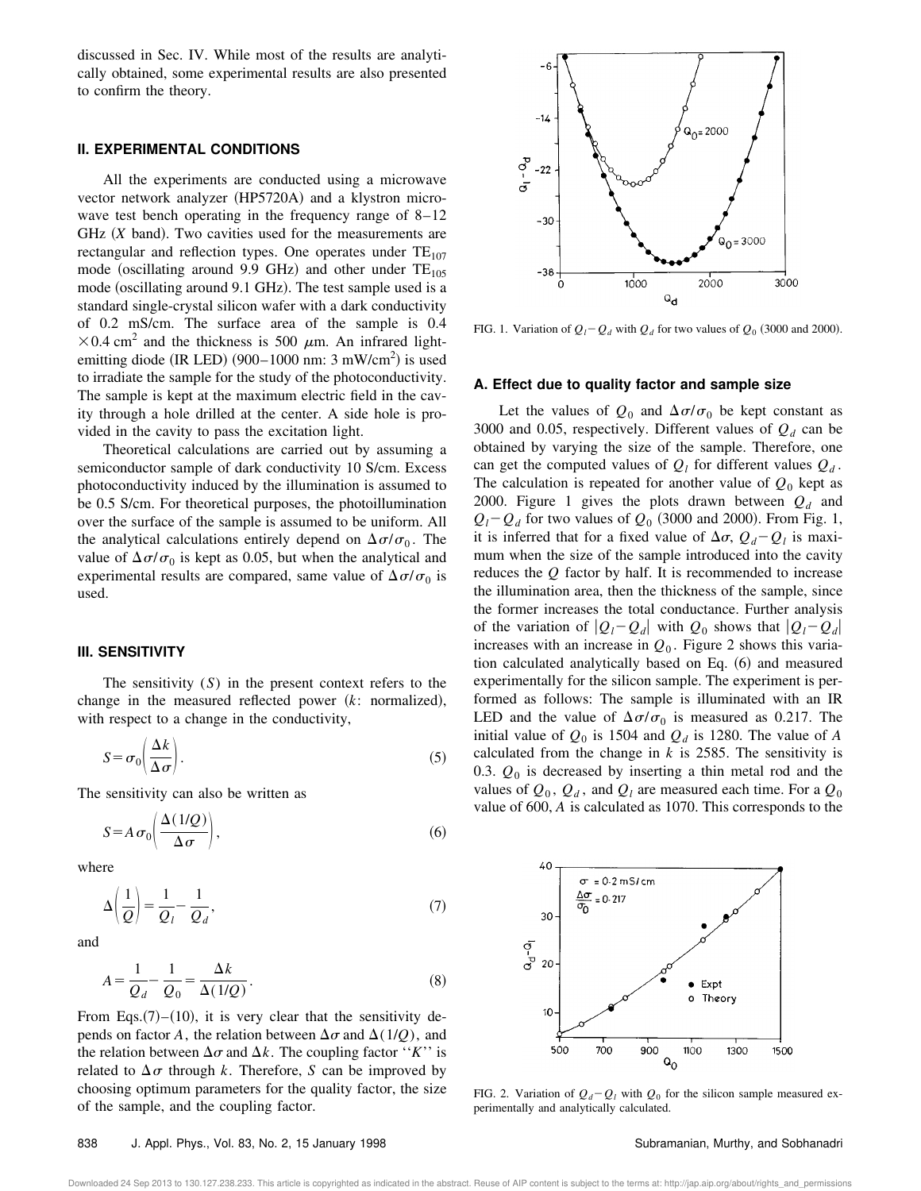discussed in Sec. IV. While most of the results are analytically obtained, some experimental results are also presented to confirm the theory.

## II. EXPERIMENTAL CONDITIONS

All the experiments are conducted using a microwave vector network analyzer (HP5720A) and a klystron microwave test bench operating in the frequency range of 8–12 GHz ($X$ band). Two cavities used for the measurements are rectangular and reflection types. One operates under $TE_{107}$ mode (oscillating around 9.9 GHz) and other under $TE_{105}$ mode (oscillating around 9.1 GHz). The test sample used is a standard single-crystal silicon wafer with a dark conductivity of 0.2 mS/cm. The surface area of the sample is $0.4 \times 0.4\ \text{cm}^2$ and the thickness is 500 $\mu$m. An infrared light-emitting diode (IR LED) (900–1000 nm: 3 mW/cm$^2$) is used to irradiate the sample for the study of the photoconductivity. The sample is kept at the maximum electric field in the cavity through a hole drilled at the center. A side hole is provided in the cavity to pass the excitation light.

Theoretical calculations are carried out by assuming a semiconductor sample of dark conductivity 10 S/cm. Excess photoconductivity induced by the illumination is assumed to be 0.5 S/cm. For theoretical purposes, the photoillumination over the surface of the sample is assumed to be uniform. All the analytical calculations entirely depend on $\Delta\sigma/\sigma_0$. The value of $\Delta\sigma/\sigma_0$ is kept as 0.05, but when the analytical and experimental results are compared, same value of $\Delta\sigma/\sigma_0$ is used.

## III. SENSITIVITY

The sensitivity ($S$) in the present context refers to the change in the measured reflected power ($k$: normalized), with respect to a change in the conductivity,

$$S = \sigma_0\left(\frac{\Delta k}{\Delta\sigma}\right). \tag{5}$$

The sensitivity can also be written as

$$S = A\sigma_0\left(\frac{\Delta(1/Q)}{\Delta\sigma}\right), \tag{6}$$

where

$$\Delta\left(\frac{1}{Q}\right) = \frac{1}{Q_l} - \frac{1}{Q_d}, \tag{7}$$

and

$$A = \frac{1}{Q_d} - \frac{1}{Q_0} = \frac{\Delta k}{\Delta(1/Q)}. \tag{8}$$

From Eqs.(7)–(10), it is very clear that the sensitivity depends on factor $A$, the relation between $\Delta\sigma$ and $\Delta(1/Q)$, and the relation between $\Delta\sigma$ and $\Delta k$. The coupling factor ''$K$'' is related to $\Delta\sigma$ through $k$. Therefore, $S$ can be improved by choosing optimum parameters for the quality factor, the size of the sample, and the coupling factor.

FIG. 1. Variation of $Q_l - Q_d$ with $Q_d$ for two values of $Q_0$ (3000 and 2000).

### A. Effect due to quality factor and sample size

Let the values of $Q_0$ and $\Delta\sigma/\sigma_0$ be kept constant as 3000 and 0.05, respectively. Different values of $Q_d$ can be obtained by varying the size of the sample. Therefore, one can get the computed values of $Q_l$ for different values $Q_d$. The calculation is repeated for another value of $Q_0$ kept as 2000. Figure 1 gives the plots drawn between $Q_d$ and $Q_l - Q_d$ for two values of $Q_0$ (3000 and 2000). From Fig. 1, it is inferred that for a fixed value of $\Delta\sigma$, $Q_d - Q_l$ is maximum when the size of the sample introduced into the cavity reduces the $Q$ factor by half. It is recommended to increase the illumination area, then the thickness of the sample, since the former increases the total conductance. Further analysis of the variation of $|Q_l - Q_d|$ with $Q_0$ shows that $|Q_l - Q_d|$ increases with an increase in $Q_0$. Figure 2 shows this variation calculated analytically based on Eq. (6) and measured experimentally for the silicon sample. The experiment is performed as follows: The sample is illuminated with an IR LED and the value of $\Delta\sigma/\sigma_0$ is measured as 0.217. The initial value of $Q_0$ is 1504 and $Q_d$ is 1280. The value of $A$ calculated from the change in $k$ is 2585. The sensitivity is 0.3. $Q_0$ is decreased by inserting a thin metal rod and the values of $Q_0$, $Q_d$, and $Q_l$ are measured each time. For a $Q_0$ value of 600, $A$ is calculated as 1070. This corresponds to the

FIG. 2. Variation of $Q_d - Q_l$ with $Q_0$ for the silicon sample measured experimentally and analytically calculated.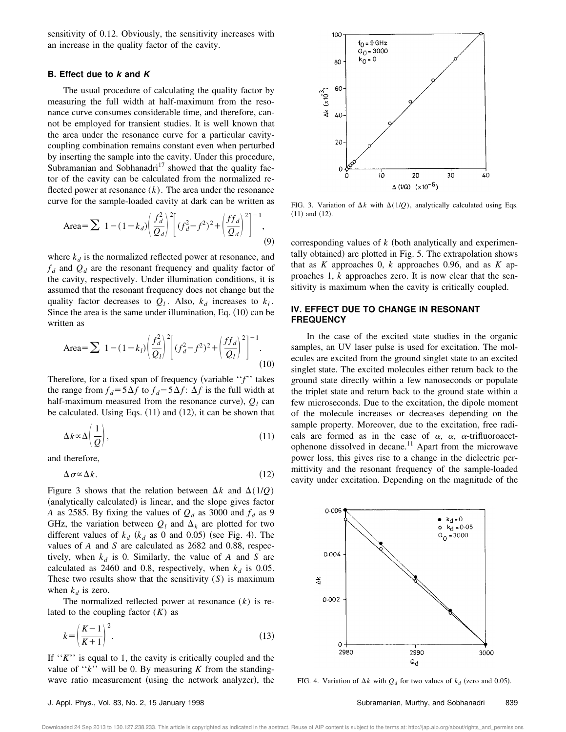sensitivity of 0.12. Obviously, the sensitivity increases with an increase in the quality factor of the cavity.

### B. Effect due to $k$ and $K$

The usual procedure of calculating the quality factor by measuring the full width at half-maximum from the resonance curve consumes considerable time, and therefore, cannot be employed for transient studies. It is well known that the area under the resonance curve for a particular cavity-coupling combination remains constant even when perturbed by inserting the sample into the cavity. Under this procedure, Subramanian and Sobhanadri[17] showed that the quality factor of the cavity can be calculated from the normalized reflected power at resonance $(k)$. The area under the resonance curve for the sample-loaded cavity at dark can be written as

$$\text{Area} = \sum 1-(1-k_d)\left(\frac{f_d^2}{Q_d}\right)^2\left[(f_d^2-f^2)^2+\left(\frac{ff_d}{Q_d}\right)^2\right]^{-1}, \tag{9}$$

where $k_d$ is the normalized reflected power at resonance, and $f_d$ and $Q_d$ are the resonant frequency and quality factor of the cavity, respectively. Under illumination conditions, it is assumed that the resonant frequency does not change but the quality factor decreases to $Q_l$. Also, $k_d$ increases to $k_l$. Since the area is the same under illumination, Eq. (10) can be written as

$$\text{Area} = \sum 1-(1-k_l)\left(\frac{f_d^2}{Q_l}\right)^2\left[(f_d^2-f^2)^2+\left(\frac{ff_d}{Q_l}\right)^2\right]^{-1}. \tag{10}$$

Therefore, for a fixed span of frequency (variable ''$f$'' takes the range from $f_d = 5\Delta f$ to $f_d - 5\Delta f$: $\Delta f$ is the full width at half-maximum measured from the resonance curve), $Q_l$ can be calculated. Using Eqs. (11) and (12), it can be shown that

$$\Delta k \propto \Delta\left(\frac{1}{Q}\right), \tag{11}$$

and therefore,

$$\Delta\sigma \propto \Delta k. \tag{12}$$

Figure 3 shows that the relation between $\Delta k$ and $\Delta(1/Q)$ (analytically calculated) is linear, and the slope gives factor $A$ as 2585. By fixing the values of $Q_d$ as 3000 and $f_d$ as 9 GHz, the variation between $Q_l$ and $\Delta_k$ are plotted for two different values of $k_d$ ($k_d$ as 0 and 0.05) (see Fig. 4). The values of $A$ and $S$ are calculated as 2682 and 0.88, respectively, when $k_d$ is 0. Similarly, the value of $A$ and $S$ are calculated as 2460 and 0.8, respectively, when $k_d$ is 0.05. These two results show that the sensitivity ($S$) is maximum when $k_d$ is zero.

The normalized reflected power at resonance ($k$) is related to the coupling factor ($K$) as

$$k = \left(\frac{K-1}{K+1}\right)^2. \tag{13}$$

If ''$K$'' is equal to 1, the cavity is critically coupled and the value of ''$k$'' will be 0. By measuring $K$ from the standing-wave ratio measurement (using the network analyzer), the corresponding values of $k$ (both analytically and experimentally obtained) are plotted in Fig. 5. The extrapolation shows that as $K$ approaches 0, $k$ approaches 0.96, and as $K$ approaches 1, $k$ approaches zero. It is now clear that the sensitivity is maximum when the cavity is critically coupled.

FIG. 3. Variation of $\Delta k$ with $\Delta(1/Q)$, analytically calculated using Eqs. (11) and (12).

## IV. EFFECT DUE TO CHANGE IN RESONANT FREQUENCY

In the case of the excited state studies in the organic samples, an UV laser pulse is used for excitation. The molecules are excited from the ground singlet state to an excited singlet state. The excited molecules either return back to the ground state directly within a few nanoseconds or populate the triplet state and return back to the ground state within a few microseconds. Due to the excitation, the dipole moment of the molecule increases or decreases depending on the sample property. Moreover, due to the excitation, free radicals are formed as in the case of $\alpha$, $\alpha$, $\alpha$-trifluoroacetophenone dissolved in decane.[11] Apart from the microwave power loss, this gives rise to a change in the dielectric permittivity and the resonant frequency of the sample-loaded cavity under excitation. Depending on the magnitude of the

FIG. 4. Variation of $\Delta k$ with $Q_d$ for two values of $k_d$ (zero and 0.05).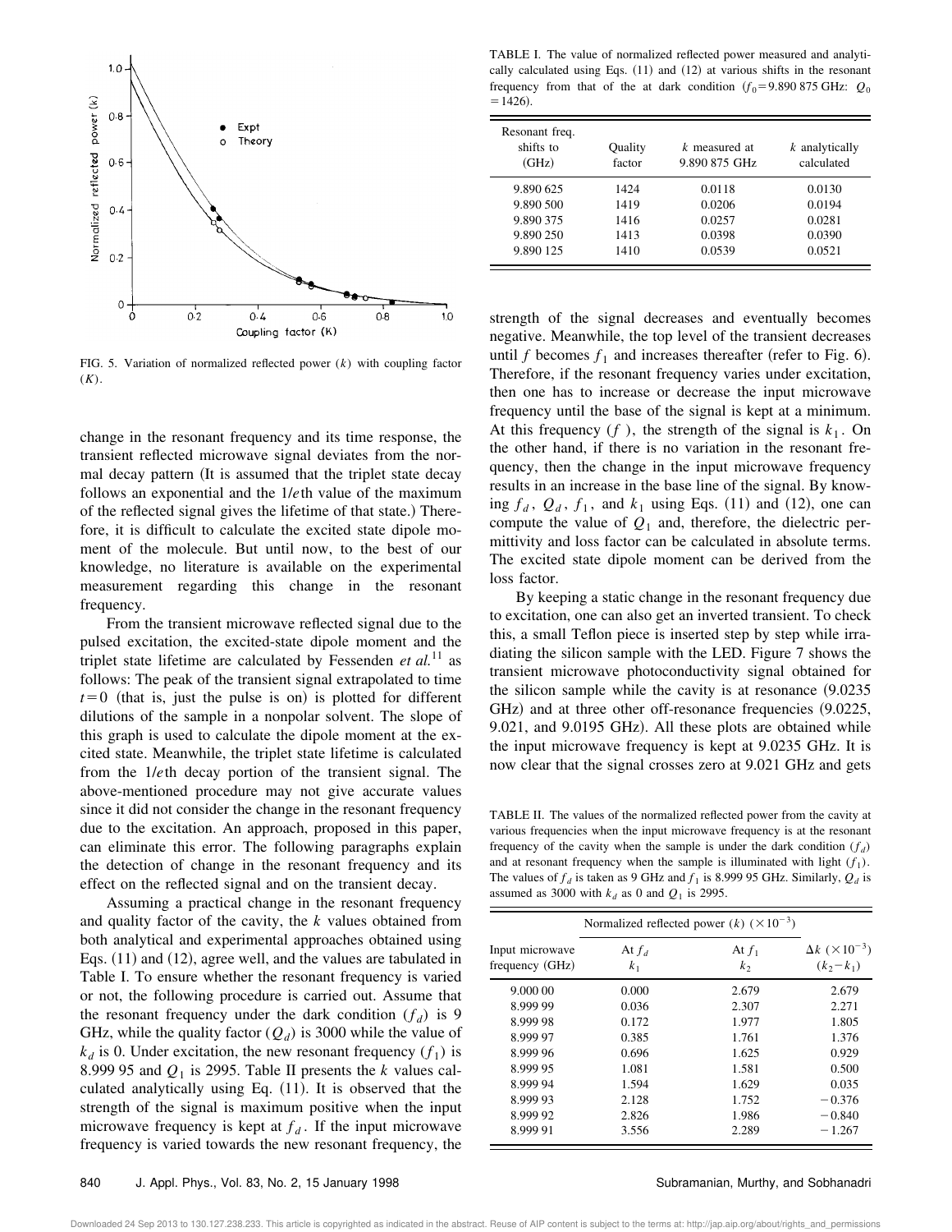FIG. 5. Variation of normalized reflected power ($k$) with coupling factor ($K$).

change in the resonant frequency and its time response, the transient reflected microwave signal deviates from the normal decay pattern (It is assumed that the triplet state decay follows an exponential and the $1/e$th value of the maximum of the reflected signal gives the lifetime of that state.) Therefore, it is difficult to calculate the excited state dipole moment of the molecule. But until now, to the best of our knowledge, no literature is available on the experimental measurement regarding this change in the resonant frequency.

From the transient microwave reflected signal due to the pulsed excitation, the excited-state dipole moment and the triplet state lifetime are calculated by Fessenden *et al.*[11] as follows: The peak of the transient signal extrapolated to time $t=0$ (that is, just the pulse is on) is plotted for different dilutions of the sample in a nonpolar solvent. The slope of this graph is used to calculate the dipole moment at the excited state. Meanwhile, the triplet state lifetime is calculated from the $1/e$th decay portion of the transient signal. The above-mentioned procedure may not give accurate values since it did not consider the change in the resonant frequency due to the excitation. An approach, proposed in this paper, can eliminate this error. The following paragraphs explain the detection of change in the resonant frequency and its effect on the reflected signal and on the transient decay.

Assuming a practical change in the resonant frequency and quality factor of the cavity, the $k$ values obtained from both analytical and experimental approaches obtained using Eqs. (11) and (12), agree well, and the values are tabulated in Table I. To ensure whether the resonant frequency is varied or not, the following procedure is carried out. Assume that the resonant frequency under the dark condition ($f_d$) is 9 GHz, while the quality factor ($Q_d$) is 3000 while the value of $k_d$ is 0. Under excitation, the new resonant frequency ($f_1$) is 8.999 95 and $Q_1$ is 2995. Table II presents the $k$ values calculated analytically using Eq. (11). It is observed that the strength of the signal is maximum positive when the input microwave frequency is kept at $f_d$. If the input microwave frequency is varied towards the new resonant frequency, the strength of the signal decreases and eventually becomes negative. Meanwhile, the top level of the transient decreases until $f$ becomes $f_1$ and increases thereafter (refer to Fig. 6). Therefore, if the resonant frequency varies under excitation, then one has to increase or decrease the input microwave frequency until the base of the signal is kept at a minimum. At this frequency ($f$), the strength of the signal is $k_1$. On the other hand, if there is no variation in the resonant frequency, then the change in the input microwave frequency results in an increase in the base line of the signal. By knowing $f_d$, $Q_d$, $f_1$, and $k_1$ using Eqs. (11) and (12), one can compute the value of $Q_1$ and, therefore, the dielectric permittivity and loss factor can be calculated in absolute terms. The excited state dipole moment can be derived from the loss factor.

By keeping a static change in the resonant frequency due to excitation, one can also get an inverted transient. To check this, a small Teflon piece is inserted step by step while irradiating the silicon sample with the LED. Figure 7 shows the transient microwave photoconductivity signal obtained for the silicon sample while the cavity is at resonance (9.0235 GHz) and at three other off-resonance frequencies (9.0225, 9.021, and 9.0195 GHz). All these plots are obtained while the input microwave frequency is kept at 9.0235 GHz. It is now clear that the signal crosses zero at 9.021 GHz and gets

TABLE I. The value of normalized reflected power measured and analytically calculated using Eqs. (11) and (12) at various shifts in the resonant frequency from that of the at dark condition ($f_0=9.890\,875$ GHz: $Q_0=1426$).

| Resonant freq. shifts to (GHz) | Quality factor | $k$ measured at 9.890 875 GHz | $k$ analytically calculated |
|---|---|---|---|
| 9.890 625 | 1424 | 0.0118 | 0.0130 |
| 9.890 500 | 1419 | 0.0206 | 0.0194 |
| 9.890 375 | 1416 | 0.0257 | 0.0281 |
| 9.890 250 | 1413 | 0.0398 | 0.0390 |
| 9.890 125 | 1410 | 0.0539 | 0.0521 |

TABLE II. The values of the normalized reflected power from the cavity at various frequencies when the input microwave frequency is at the resonant frequency of the cavity when the sample is under the dark condition ($f_d$) and at resonant frequency when the sample is illuminated with light ($f_1$). The values of $f_d$ is taken as 9 GHz and $f_1$ is 8.999 95 GHz. Similarly, $Q_d$ is assumed as 3000 with $k_d$ as 0 and $Q_1$ is 2995.

| Input microwave frequency (GHz) | Normalized reflected power ($k$) ($\times 10^{-3}$) At $f_d$ $k_1$ | At $f_1$ $k_2$ | $\Delta k$ ($\times 10^{-3}$) ($k_2-k_1$) |
|---|---|---|---|
| 9.000 00 | 0.000 | 2.679 | 2.679 |
| 8.999 99 | 0.036 | 2.307 | 2.271 |
| 8.999 98 | 0.172 | 1.977 | 1.805 |
| 8.999 97 | 0.385 | 1.761 | 1.376 |
| 8.999 96 | 0.696 | 1.625 | 0.929 |
| 8.999 95 | 1.081 | 1.581 | 0.500 |
| 8.999 94 | 1.594 | 1.629 | 0.035 |
| 8.999 93 | 2.128 | 1.752 | $-0.376$ |
| 8.999 92 | 2.826 | 1.986 | $-0.840$ |
| 8.999 91 | 3.556 | 2.289 | $-1.267$ |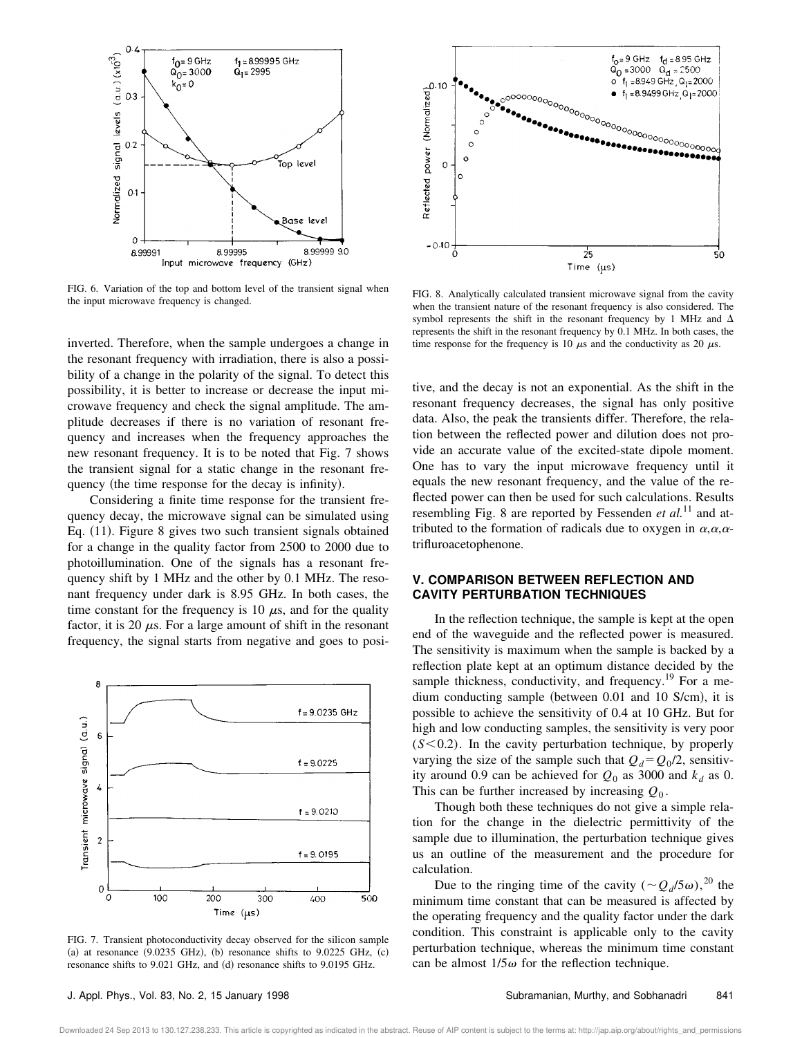FIG. 6. Variation of the top and bottom level of the transient signal when the input microwave frequency is changed.

FIG. 8. Analytically calculated transient microwave signal from the cavity when the transient nature of the resonant frequency is also considered. The symbol represents the shift in the resonant frequency by 1 MHz and Δ represents the shift in the resonant frequency by 0.1 MHz. In both cases, the time response for the frequency is 10 μs and the conductivity as 20 μs.

inverted. Therefore, when the sample undergoes a change in the resonant frequency with irradiation, there is also a possibility of a change in the polarity of the signal. To detect this possibility, it is better to increase or decrease the input microwave frequency and check the signal amplitude. The amplitude decreases if there is no variation of resonant frequency and increases when the frequency approaches the new resonant frequency. It is to be noted that Fig. 7 shows the transient signal for a static change in the resonant frequency (the time response for the decay is infinity).

Considering a finite time response for the transient frequency decay, the microwave signal can be simulated using Eq. (11). Figure 8 gives two such transient signals obtained for a change in the quality factor from 2500 to 2000 due to photoillumination. One of the signals has a resonant frequency shift by 1 MHz and the other by 0.1 MHz. The resonant frequency under dark is 8.95 GHz. In both cases, the time constant for the frequency is 10 μs, and for the quality factor, it is 20 μs. For a large amount of shift in the resonant frequency, the signal starts from negative and goes to positive, and the decay is not an exponential. As the shift in the resonant frequency decreases, the signal has only positive data. Also, the peak the transients differ. Therefore, the relation between the reflected power and dilution does not provide an accurate value of the excited-state dipole moment. One has to vary the input microwave frequency until it equals the new resonant frequency, and the value of the reflected power can then be used for such calculations. Results resembling Fig. 8 are reported by Fessenden *et al.*[11] and attributed to the formation of radicals due to oxygen in $\alpha,\alpha,\alpha$-trifluroacetophenone.

FIG. 7. Transient photoconductivity decay observed for the silicon sample (a) at resonance (9.0235 GHz), (b) resonance shifts to 9.0225 GHz, (c) resonance shifts to 9.021 GHz, and (d) resonance shifts to 9.0195 GHz.

## V. COMPARISON BETWEEN REFLECTION AND CAVITY PERTURBATION TECHNIQUES

In the reflection technique, the sample is kept at the open end of the waveguide and the reflected power is measured. The sensitivity is maximum when the sample is backed by a reflection plate kept at an optimum distance decided by the sample thickness, conductivity, and frequency.[19] For a medium conducting sample (between 0.01 and 10 S/cm), it is possible to achieve the sensitivity of 0.4 at 10 GHz. But for high and low conducting samples, the sensitivity is very poor ($S<0.2$). In the cavity perturbation technique, by properly varying the size of the sample such that $Q_d=Q_0/2$, sensitivity around 0.9 can be achieved for $Q_0$ as 3000 and $k_d$ as 0. This can be further increased by increasing $Q_0$.

Though both these techniques do not give a simple relation for the change in the dielectric permittivity of the sample due to illumination, the perturbation technique gives us an outline of the measurement and the procedure for calculation.

Due to the ringing time of the cavity ($\sim Q_d/5\omega$),[20] the minimum time constant that can be measured is affected by the operating frequency and the quality factor under the dark condition. This constraint is applicable only to the cavity perturbation technique, whereas the minimum time constant can be almost $1/5\omega$ for the reflection technique.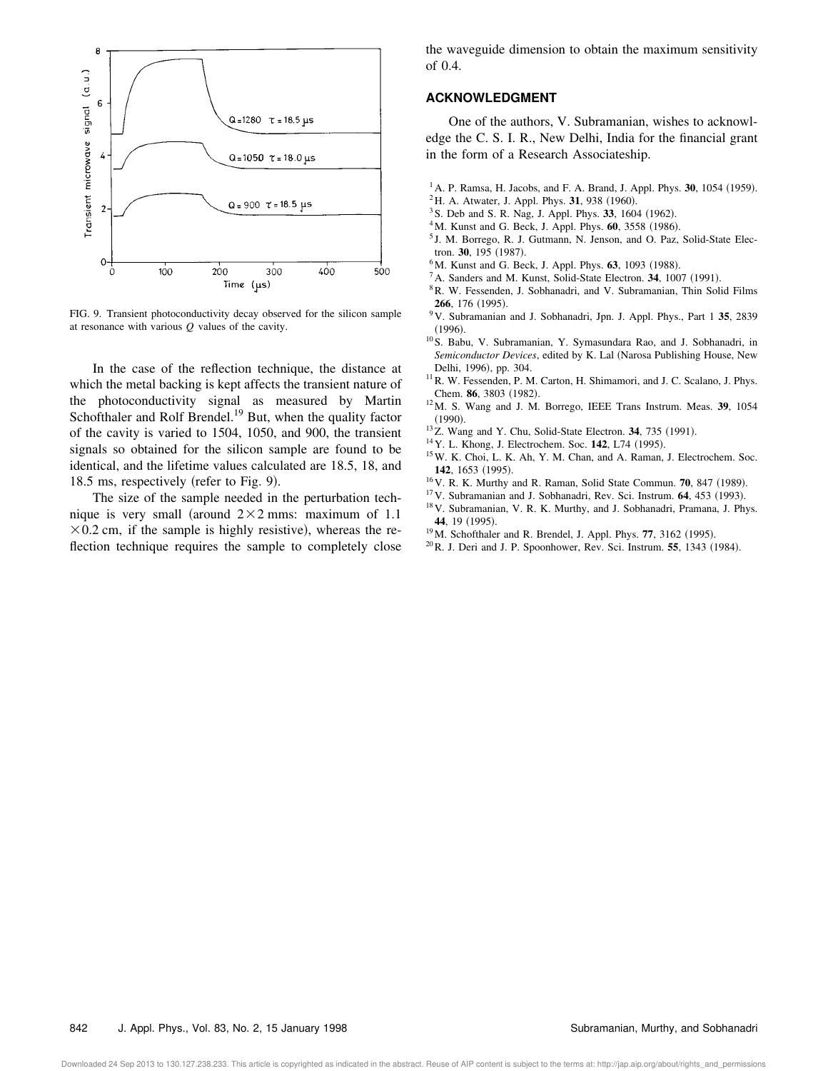8

6

4

2

0

0 100 200 300 400 500

Time (μs)

Transient microwave signal (a.u.)

Q=1280 τ = 18.5 μs

Q=1050 τ = 18.0 μs

Q = 900 τ = 18.5 μs

FIG. 9. Transient photoconductivity decay observed for the silicon sample at resonance with various $Q$ values of the cavity.

In the case of the reflection technique, the distance at which the metal backing is kept affects the transient nature of the photoconductivity signal as measured by Martin Schofthaler and Rolf Brendel.[19] But, when the quality factor of the cavity is varied to 1504, 1050, and 900, the transient signals so obtained for the silicon sample are found to be identical, and the lifetime values calculated are 18.5, 18, and 18.5 ms, respectively (refer to Fig. 9).

The size of the sample needed in the perturbation technique is very small (around $2\times2$ mms: maximum of 1.1 $\times 0.2$ cm, if the sample is highly resistive), whereas the reflection technique requires the sample to completely close the waveguide dimension to obtain the maximum sensitivity of 0.4.

## ACKNOWLEDGMENT

One of the authors, V. Subramanian, wishes to acknowledge the C. S. I. R., New Delhi, India for the financial grant in the form of a Research Associateship.

[1] A. P. Ramsa, H. Jacobs, and F. A. Brand, J. Appl. Phys. **30**, 1054 (1959).
[2] H. A. Atwater, J. Appl. Phys. **31**, 938 (1960).
[3] S. Deb and S. R. Nag, J. Appl. Phys. **33**, 1604 (1962).
[4] M. Kunst and G. Beck, J. Appl. Phys. **60**, 3558 (1986).
[5] J. M. Borrego, R. J. Gutmann, N. Jenson, and O. Paz, Solid-State Electron. **30**, 195 (1987).
[6] M. Kunst and G. Beck, J. Appl. Phys. **63**, 1093 (1988).
[7] A. Sanders and M. Kunst, Solid-State Electron. **34**, 1007 (1991).
[8] R. W. Fessenden, J. Sobhanadri, and V. Subramanian, Thin Solid Films **266**, 176 (1995).
[9] V. Subramanian and J. Sobhanadri, Jpn. J. Appl. Phys., Part 1 **35**, 2839 (1996).
[10] S. Babu, V. Subramanian, Y. Symasundara Rao, and J. Sobhanadri, in *Semiconductor Devices*, edited by K. Lal (Narosa Publishing House, New Delhi, 1996), pp. 304.
[11] R. W. Fessenden, P. M. Carton, H. Shimamori, and J. C. Scalano, J. Phys. Chem. **86**, 3803 (1982).
[12] M. S. Wang and J. M. Borrego, IEEE Trans Instrum. Meas. **39**, 1054 (1990).
[13] Z. Wang and Y. Chu, Solid-State Electron. **34**, 735 (1991).
[14] Y. L. Khong, J. Electrochem. Soc. **142**, L74 (1995).
[15] W. K. Choi, L. K. Ah, Y. M. Chan, and A. Raman, J. Electrochem. Soc. **142**, 1653 (1995).
[16] V. R. K. Murthy and R. Raman, Solid State Commun. **70**, 847 (1989).
[17] V. Subramanian and J. Sobhanadri, Rev. Sci. Instrum. **64**, 453 (1993).
[18] V. Subramanian, V. R. K. Murthy, and J. Sobhanadri, Pramana, J. Phys. **44**, 19 (1995).
[19] M. Schofthaler and R. Brendel, J. Appl. Phys. **77**, 3162 (1995).
[20] R. J. Deri and J. P. Spoonhower, Rev. Sci. Instrum. **55**, 1343 (1984).